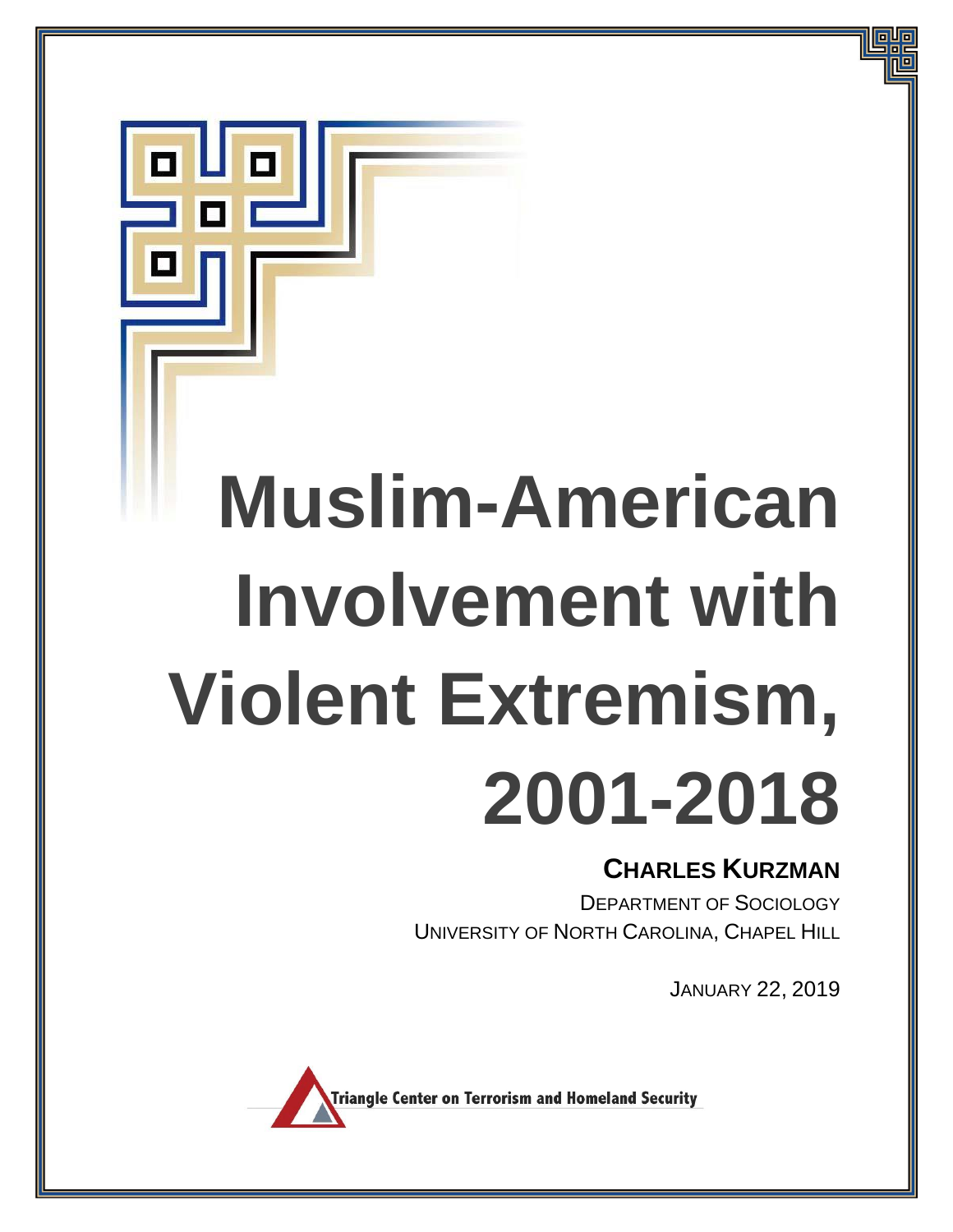# Muslim-American Involvement with Violent Extremism, 2001-2018

**CHARLES KURZMAN**

DEPARTMENT OF SOCIOLOGY

UNIVERSITY OF NORTH CAROLINA, CHAPEL HILL

JANUARY 22, 2019

Triangle Center on Terrorism and Homeland Security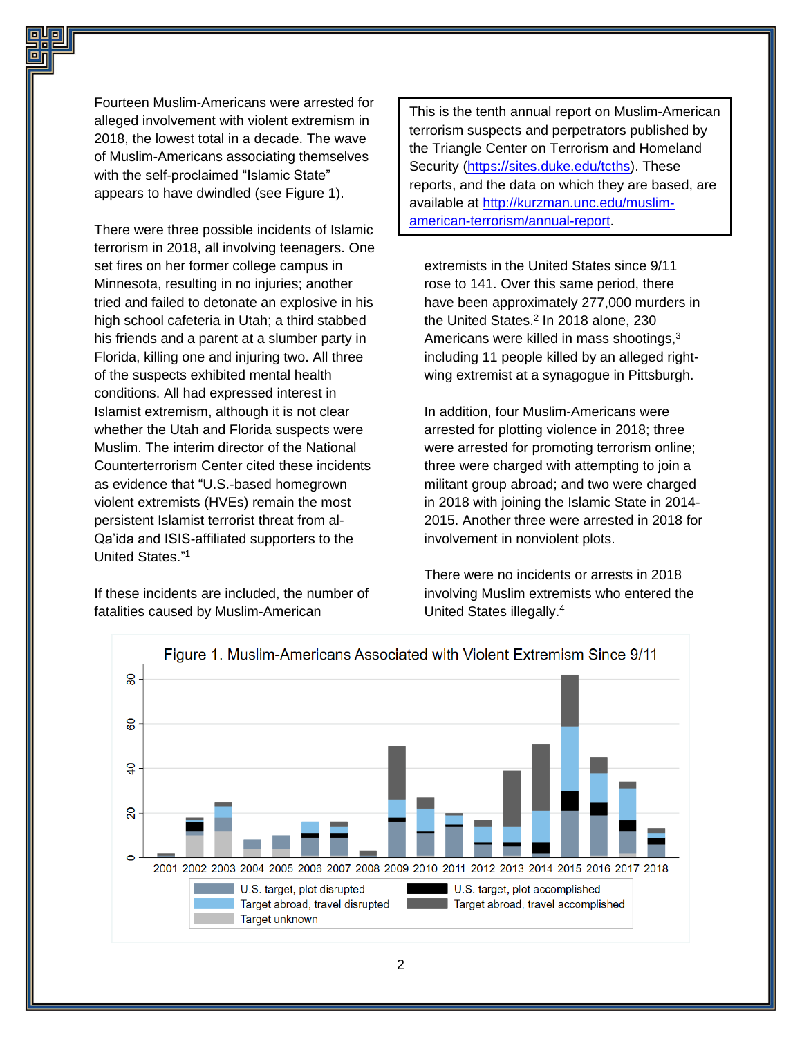Fourteen Muslim-Americans were arrested for alleged involvement with violent extremism in 2018, the lowest total in a decade. The wave of Muslim-Americans associating themselves with the self-proclaimed "Islamic State" appears to have dwindled (see Figure 1).

There were three possible incidents of Islamic terrorism in 2018, all involving teenagers. One set fires on her former college campus in Minnesota, resulting in no injuries; another tried and failed to detonate an explosive in his high school cafeteria in Utah; a third stabbed his friends and a parent at a slumber party in Florida, killing one and injuring two. All three of the suspects exhibited mental health conditions. All had expressed interest in Islamist extremism, although it is not clear whether the Utah and Florida suspects were Muslim. The interim director of the National Counterterrorism Center cited these incidents as evidence that "U.S.-based homegrown violent extremists (HVEs) remain the most persistent Islamist terrorist threat from al-Qa'ida and ISIS-affiliated supporters to the United States."[1]

If these incidents are included, the number of fatalities caused by Muslim-American extremists in the United States since 9/11 rose to 141. Over this same period, there have been approximately 277,000 murders in the United States.[2] In 2018 alone, 230 Americans were killed in mass shootings,[3] including 11 people killed by an alleged right-wing extremist at a synagogue in Pittsburgh.

> This is the tenth annual report on Muslim-American terrorism suspects and perpetrators published by the Triangle Center on Terrorism and Homeland Security (https://sites.duke.edu/tcths). These reports, and the data on which they are based, are available at http://kurzman.unc.edu/muslim-american-terrorism/annual-report.

In addition, four Muslim-Americans were arrested for plotting violence in 2018; three were arrested for promoting terrorism online; three were charged with attempting to join a militant group abroad; and two were charged in 2018 with joining the Islamic State in 2014-2015. Another three were arrested in 2018 for involvement in nonviolent plots.

There were no incidents or arrests in 2018 involving Muslim extremists who entered the United States illegally.[4]

Figure 1. Muslim-Americans Associated with Violent Extremism Since 9/11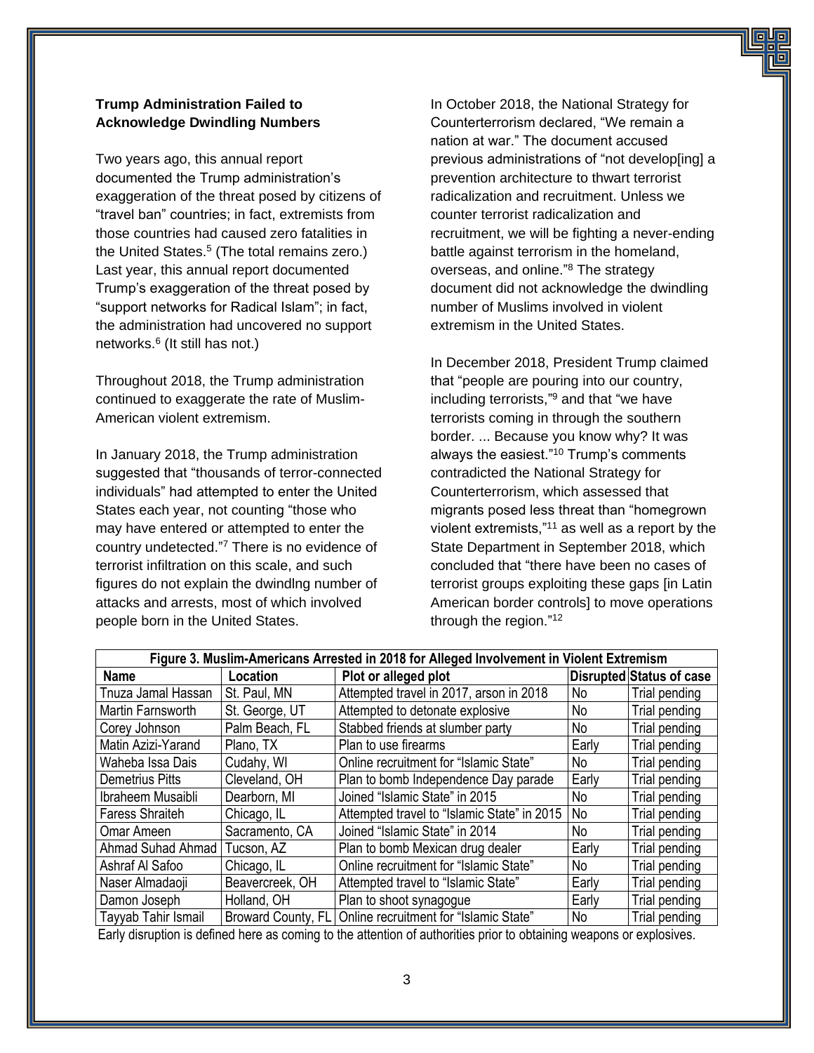**Trump Administration Failed to Acknowledge Dwindling Numbers**

Two years ago, this annual report documented the Trump administration's exaggeration of the threat posed by citizens of "travel ban" countries; in fact, extremists from those countries had caused zero fatalities in the United States.[5] (The total remains zero.) Last year, this annual report documented Trump's exaggeration of the threat posed by "support networks for Radical Islam"; in fact, the administration had uncovered no support networks.[6] (It still has not.)

Throughout 2018, the Trump administration continued to exaggerate the rate of Muslim-American violent extremism.

In January 2018, the Trump administration suggested that "thousands of terror-connected individuals" had attempted to enter the United States each year, not counting "those who may have entered or attempted to enter the country undetected."[7] There is no evidence of terrorist infiltration on this scale, and such figures do not explain the dwindlng number of attacks and arrests, most of which involved people born in the United States.

In October 2018, the National Strategy for Counterterrorism declared, "We remain a nation at war." The document accused previous administrations of "not develop[ing] a prevention architecture to thwart terrorist radicalization and recruitment. Unless we counter terrorist radicalization and recruitment, we will be fighting a never-ending battle against terrorism in the homeland, overseas, and online."[8] The strategy document did not acknowledge the dwindling number of Muslims involved in violent extremism in the United States.

In December 2018, President Trump claimed that "people are pouring into our country, including terrorists,"[9] and that "we have terrorists coming in through the southern border. ... Because you know why? It was always the easiest."[10] Trump's comments contradicted the National Strategy for Counterterrorism, which assessed that migrants posed less threat than "homegrown violent extremists,"[11] as well as a report by the State Department in September 2018, which concluded that "there have been no cases of terrorist groups exploiting these gaps [in Latin American border controls] to move operations through the region."[12]

**Figure 3. Muslim-Americans Arrested in 2018 for Alleged Involvement in Violent Extremism**

| Name | Location | Plot or alleged plot | Disrupted | Status of case |
|---|---|---|---|---|
| Tnuza Jamal Hassan | St. Paul, MN | Attempted travel in 2017, arson in 2018 | No | Trial pending |
| Martin Farnsworth | St. George, UT | Attempted to detonate explosive | No | Trial pending |
| Corey Johnson | Palm Beach, FL | Stabbed friends at slumber party | No | Trial pending |
| Matin Azizi-Yarand | Plano, TX | Plan to use firearms | Early | Trial pending |
| Waheba Issa Dais | Cudahy, WI | Online recruitment for "Islamic State" | No | Trial pending |
| Demetrius Pitts | Cleveland, OH | Plan to bomb Independence Day parade | Early | Trial pending |
| Ibraheem Musaibli | Dearborn, MI | Joined "Islamic State" in 2015 | No | Trial pending |
| Faress Shraiteh | Chicago, IL | Attempted travel to "Islamic State" in 2015 | No | Trial pending |
| Omar Ameen | Sacramento, CA | Joined "Islamic State" in 2014 | No | Trial pending |
| Ahmad Suhad Ahmad | Tucson, AZ | Plan to bomb Mexican drug dealer | Early | Trial pending |
| Ashraf Al Safoo | Chicago, IL | Online recruitment for "Islamic State" | No | Trial pending |
| Naser Almadaoji | Beavercreek, OH | Attempted travel to "Islamic State" | Early | Trial pending |
| Damon Joseph | Holland, OH | Plan to shoot synagogue | Early | Trial pending |
| Tayyab Tahir Ismail | Broward County, FL | Online recruitment for "Islamic State" | No | Trial pending |

Early disruption is defined here as coming to the attention of authorities prior to obtaining weapons or explosives.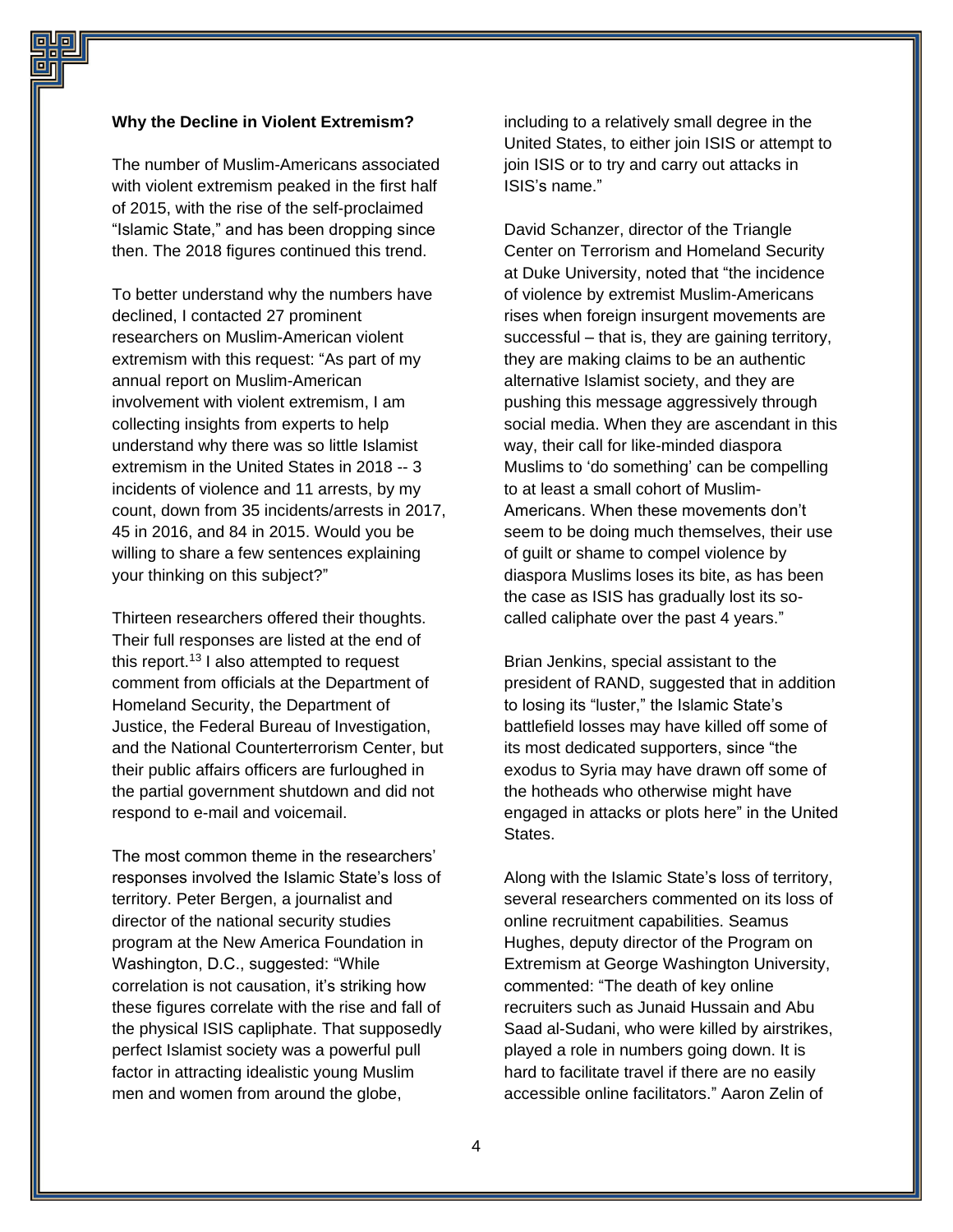**Why the Decline in Violent Extremism?**

The number of Muslim-Americans associated with violent extremism peaked in the first half of 2015, with the rise of the self-proclaimed "Islamic State," and has been dropping since then. The 2018 figures continued this trend.

To better understand why the numbers have declined, I contacted 27 prominent researchers on Muslim-American violent extremism with this request: "As part of my annual report on Muslim-American involvement with violent extremism, I am collecting insights from experts to help understand why there was so little Islamist extremism in the United States in 2018 -- 3 incidents of violence and 11 arrests, by my count, down from 35 incidents/arrests in 2017, 45 in 2016, and 84 in 2015. Would you be willing to share a few sentences explaining your thinking on this subject?"

Thirteen researchers offered their thoughts. Their full responses are listed at the end of this report.[13] I also attempted to request comment from officials at the Department of Homeland Security, the Department of Justice, the Federal Bureau of Investigation, and the National Counterterrorism Center, but their public affairs officers are furloughed in the partial government shutdown and did not respond to e-mail and voicemail.

The most common theme in the researchers' responses involved the Islamic State's loss of territory. Peter Bergen, a journalist and director of the national security studies program at the New America Foundation in Washington, D.C., suggested: "While correlation is not causation, it's striking how these figures correlate with the rise and fall of the physical ISIS capliphate. That supposedly perfect Islamist society was a powerful pull factor in attracting idealistic young Muslim men and women from around the globe, including to a relatively small degree in the United States, to either join ISIS or attempt to join ISIS or to try and carry out attacks in ISIS's name."

David Schanzer, director of the Triangle Center on Terrorism and Homeland Security at Duke University, noted that "the incidence of violence by extremist Muslim-Americans rises when foreign insurgent movements are successful – that is, they are gaining territory, they are making claims to be an authentic alternative Islamist society, and they are pushing this message aggressively through social media. When they are ascendant in this way, their call for like-minded diaspora Muslims to 'do something' can be compelling to at least a small cohort of Muslim-Americans. When these movements don't seem to be doing much themselves, their use of guilt or shame to compel violence by diaspora Muslims loses its bite, as has been the case as ISIS has gradually lost its so-called caliphate over the past 4 years."

Brian Jenkins, special assistant to the president of RAND, suggested that in addition to losing its "luster," the Islamic State's battlefield losses may have killed off some of its most dedicated supporters, since "the exodus to Syria may have drawn off some of the hotheads who otherwise might have engaged in attacks or plots here" in the United States.

Along with the Islamic State's loss of territory, several researchers commented on its loss of online recruitment capabilities. Seamus Hughes, deputy director of the Program on Extremism at George Washington University, commented: "The death of key online recruiters such as Junaid Hussain and Abu Saad al-Sudani, who were killed by airstrikes, played a role in numbers going down. It is hard to facilitate travel if there are no easily accessible online facilitators." Aaron Zelin of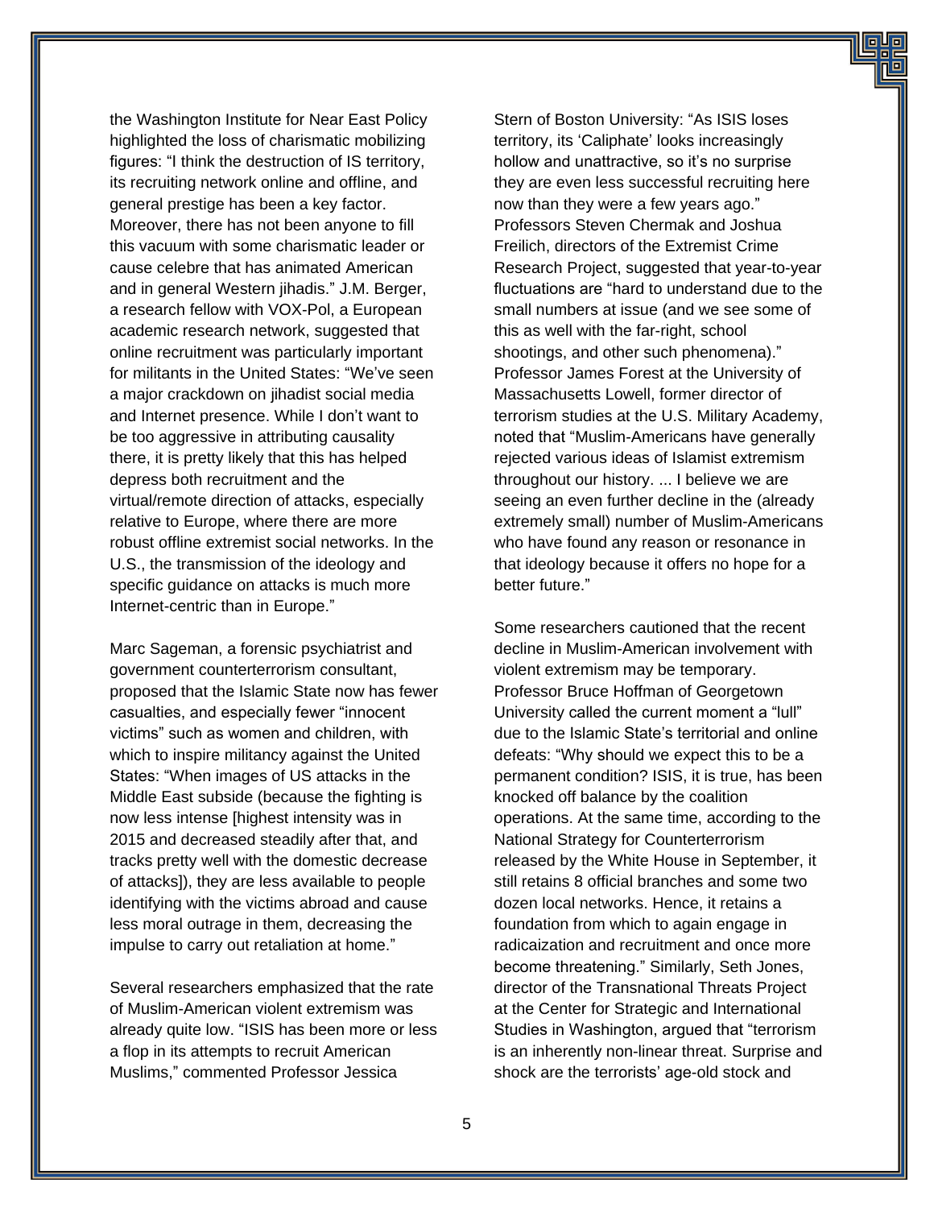the Washington Institute for Near East Policy highlighted the loss of charismatic mobilizing figures: "I think the destruction of IS territory, its recruiting network online and offline, and general prestige has been a key factor. Moreover, there has not been anyone to fill this vacuum with some charismatic leader or cause celebre that has animated American and in general Western jihadis." J.M. Berger, a research fellow with VOX-Pol, a European academic research network, suggested that online recruitment was particularly important for militants in the United States: "We've seen a major crackdown on jihadist social media and Internet presence. While I don't want to be too aggressive in attributing causality there, it is pretty likely that this has helped depress both recruitment and the virtual/remote direction of attacks, especially relative to Europe, where there are more robust offline extremist social networks. In the U.S., the transmission of the ideology and specific guidance on attacks is much more Internet-centric than in Europe."

Marc Sageman, a forensic psychiatrist and government counterterrorism consultant, proposed that the Islamic State now has fewer casualties, and especially fewer "innocent victims" such as women and children, with which to inspire militancy against the United States: "When images of US attacks in the Middle East subside (because the fighting is now less intense [highest intensity was in 2015 and decreased steadily after that, and tracks pretty well with the domestic decrease of attacks]), they are less available to people identifying with the victims abroad and cause less moral outrage in them, decreasing the impulse to carry out retaliation at home."

Several researchers emphasized that the rate of Muslim-American violent extremism was already quite low. "ISIS has been more or less a flop in its attempts to recruit American Muslims," commented Professor Jessica Stern of Boston University: "As ISIS loses territory, its 'Caliphate' looks increasingly hollow and unattractive, so it's no surprise they are even less successful recruiting here now than they were a few years ago." Professors Steven Chermak and Joshua Freilich, directors of the Extremist Crime Research Project, suggested that year-to-year fluctuations are "hard to understand due to the small numbers at issue (and we see some of this as well with the far-right, school shootings, and other such phenomena)." Professor James Forest at the University of Massachusetts Lowell, former director of terrorism studies at the U.S. Military Academy, noted that "Muslim-Americans have generally rejected various ideas of Islamist extremism throughout our history. ... I believe we are seeing an even further decline in the (already extremely small) number of Muslim-Americans who have found any reason or resonance in that ideology because it offers no hope for a better future."

Some researchers cautioned that the recent decline in Muslim-American involvement with violent extremism may be temporary. Professor Bruce Hoffman of Georgetown University called the current moment a "lull" due to the Islamic State's territorial and online defeats: "Why should we expect this to be a permanent condition? ISIS, it is true, has been knocked off balance by the coalition operations. At the same time, according to the National Strategy for Counterterrorism released by the White House in September, it still retains 8 official branches and some two dozen local networks. Hence, it retains a foundation from which to again engage in radicaization and recruitment and once more become threatening." Similarly, Seth Jones, director of the Transnational Threats Project at the Center for Strategic and International Studies in Washington, argued that "terrorism is an inherently non-linear threat. Surprise and shock are the terrorists' age-old stock and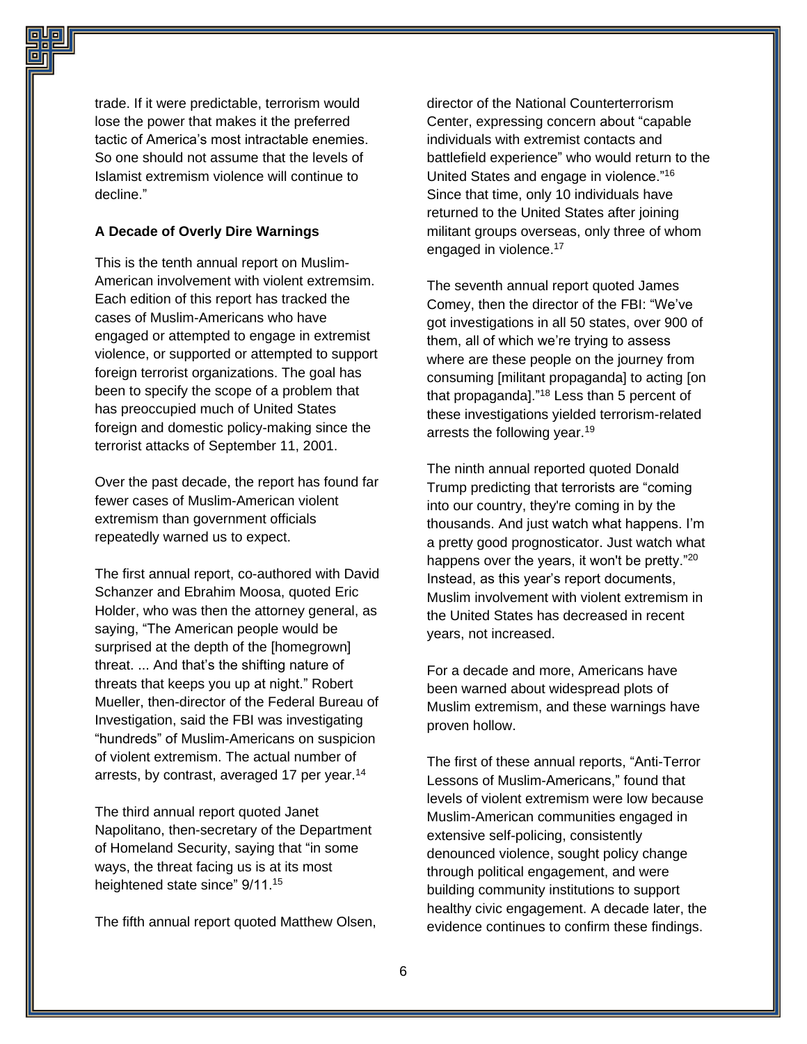trade. If it were predictable, terrorism would lose the power that makes it the preferred tactic of America's most intractable enemies. So one should not assume that the levels of Islamist extremism violence will continue to decline."

**A Decade of Overly Dire Warnings**

This is the tenth annual report on Muslim-American involvement with violent extremsim. Each edition of this report has tracked the cases of Muslim-Americans who have engaged or attempted to engage in extremist violence, or supported or attempted to support foreign terrorist organizations. The goal has been to specify the scope of a problem that has preoccupied much of United States foreign and domestic policy-making since the terrorist attacks of September 11, 2001.

Over the past decade, the report has found far fewer cases of Muslim-American violent extremism than government officials repeatedly warned us to expect.

The first annual report, co-authored with David Schanzer and Ebrahim Moosa, quoted Eric Holder, who was then the attorney general, as saying, "The American people would be surprised at the depth of the [homegrown] threat. ... And that's the shifting nature of threats that keeps you up at night." Robert Mueller, then-director of the Federal Bureau of Investigation, said the FBI was investigating "hundreds" of Muslim-Americans on suspicion of violent extremism. The actual number of arrests, by contrast, averaged 17 per year.[14]

The third annual report quoted Janet Napolitano, then-secretary of the Department of Homeland Security, saying that "in some ways, the threat facing us is at its most heightened state since" 9/11.[15]

The fifth annual report quoted Matthew Olsen, director of the National Counterterrorism Center, expressing concern about "capable individuals with extremist contacts and battlefield experience" who would return to the United States and engage in violence."[16] Since that time, only 10 individuals have returned to the United States after joining militant groups overseas, only three of whom engaged in violence.[17]

The seventh annual report quoted James Comey, then the director of the FBI: "We've got investigations in all 50 states, over 900 of them, all of which we're trying to assess where are these people on the journey from consuming [militant propaganda] to acting [on that propaganda]."[18] Less than 5 percent of these investigations yielded terrorism-related arrests the following year.[19]

The ninth annual reported quoted Donald Trump predicting that terrorists are "coming into our country, they're coming in by the thousands. And just watch what happens. I'm a pretty good prognosticator. Just watch what happens over the years, it won't be pretty."[20] Instead, as this year's report documents, Muslim involvement with violent extremism in the United States has decreased in recent years, not increased.

For a decade and more, Americans have been warned about widespread plots of Muslim extremism, and these warnings have proven hollow.

The first of these annual reports, "Anti-Terror Lessons of Muslim-Americans," found that levels of violent extremism were low because Muslim-American communities engaged in extensive self-policing, consistently denounced violence, sought policy change through political engagement, and were building community institutions to support healthy civic engagement. A decade later, the evidence continues to confirm these findings.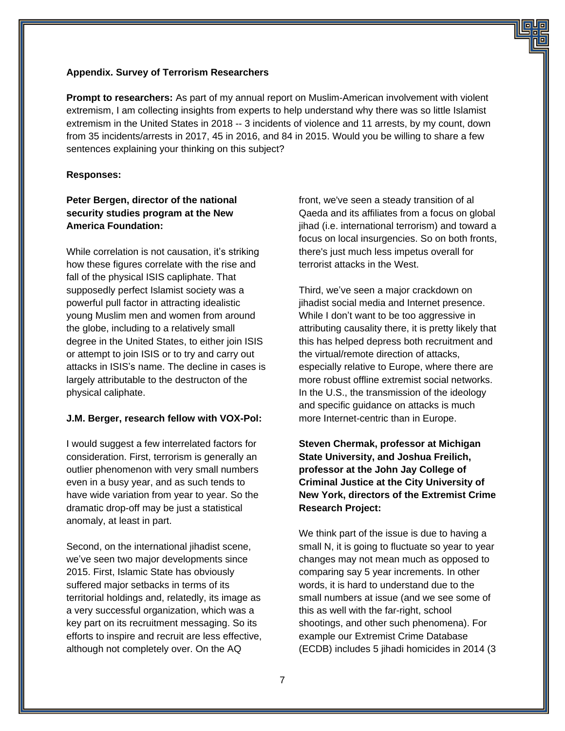**Appendix. Survey of Terrorism Researchers**

**Prompt to researchers:** As part of my annual report on Muslim-American involvement with violent extremism, I am collecting insights from experts to help understand why there was so little Islamist extremism in the United States in 2018 -- 3 incidents of violence and 11 arrests, by my count, down from 35 incidents/arrests in 2017, 45 in 2016, and 84 in 2015. Would you be willing to share a few sentences explaining your thinking on this subject?

**Responses:**

**Peter Bergen, director of the national security studies program at the New America Foundation:**

While correlation is not causation, it's striking how these figures correlate with the rise and fall of the physical ISIS capliphate. That supposedly perfect Islamist society was a powerful pull factor in attracting idealistic young Muslim men and women from around the globe, including to a relatively small degree in the United States, to either join ISIS or attempt to join ISIS or to try and carry out attacks in ISIS's name. The decline in cases is largely attributable to the destructon of the physical caliphate.

**J.M. Berger, research fellow with VOX-Pol:**

I would suggest a few interrelated factors for consideration. First, terrorism is generally an outlier phenomenon with very small numbers even in a busy year, and as such tends to have wide variation from year to year. So the dramatic drop-off may be just a statistical anomaly, at least in part.

Second, on the international jihadist scene, we've seen two major developments since 2015. First, Islamic State has obviously suffered major setbacks in terms of its territorial holdings and, relatedly, its image as a very successful organization, which was a key part on its recruitment messaging. So its efforts to inspire and recruit are less effective, although not completely over. On the AQ front, we've seen a steady transition of al Qaeda and its affiliates from a focus on global jihad (i.e. international terrorism) and toward a focus on local insurgencies. So on both fronts, there's just much less impetus overall for terrorist attacks in the West.

Third, we've seen a major crackdown on jihadist social media and Internet presence. While I don't want to be too aggressive in attributing causality there, it is pretty likely that this has helped depress both recruitment and the virtual/remote direction of attacks, especially relative to Europe, where there are more robust offline extremist social networks. In the U.S., the transmission of the ideology and specific guidance on attacks is much more Internet-centric than in Europe.

**Steven Chermak, professor at Michigan State University, and Joshua Freilich, professor at the John Jay College of Criminal Justice at the City University of New York, directors of the Extremist Crime Research Project:**

We think part of the issue is due to having a small N, it is going to fluctuate so year to year changes may not mean much as opposed to comparing say 5 year increments. In other words, it is hard to understand due to the small numbers at issue (and we see some of this as well with the far-right, school shootings, and other such phenomena). For example our Extremist Crime Database (ECDB) includes 5 jihadi homicides in 2014 (3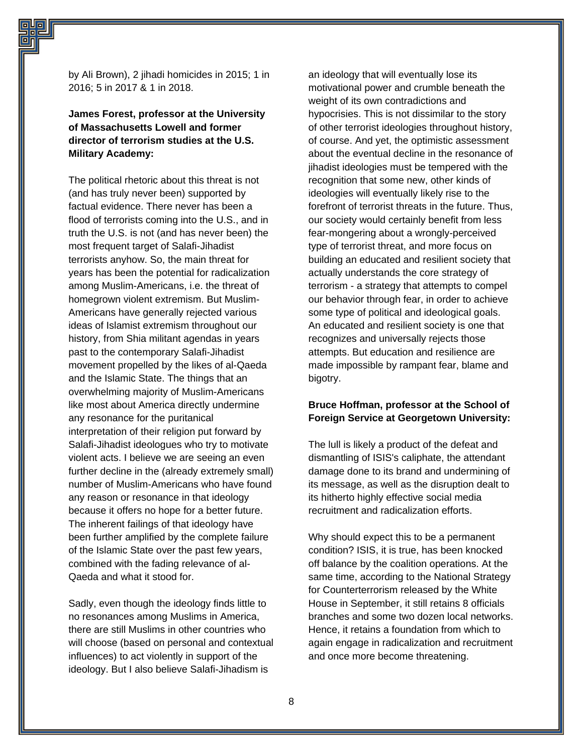by Ali Brown), 2 jihadi homicides in 2015; 1 in 2016; 5 in 2017 & 1 in 2018.

**James Forest, professor at the University of Massachusetts Lowell and former director of terrorism studies at the U.S. Military Academy:**

The political rhetoric about this threat is not (and has truly never been) supported by factual evidence. There never has been a flood of terrorists coming into the U.S., and in truth the U.S. is not (and has never been) the most frequent target of Salafi-Jihadist terrorists anyhow. So, the main threat for years has been the potential for radicalization among Muslim-Americans, i.e. the threat of homegrown violent extremism. But Muslim-Americans have generally rejected various ideas of Islamist extremism throughout our history, from Shia militant agendas in years past to the contemporary Salafi-Jihadist movement propelled by the likes of al-Qaeda and the Islamic State. The things that an overwhelming majority of Muslim-Americans like most about America directly undermine any resonance for the puritanical interpretation of their religion put forward by Salafi-Jihadist ideologues who try to motivate violent acts. I believe we are seeing an even further decline in the (already extremely small) number of Muslim-Americans who have found any reason or resonance in that ideology because it offers no hope for a better future. The inherent failings of that ideology have been further amplified by the complete failure of the Islamic State over the past few years, combined with the fading relevance of al-Qaeda and what it stood for.

Sadly, even though the ideology finds little to no resonances among Muslims in America, there are still Muslims in other countries who will choose (based on personal and contextual influences) to act violently in support of the ideology. But I also believe Salafi-Jihadism is an ideology that will eventually lose its motivational power and crumble beneath the weight of its own contradictions and hypocrisies. This is not dissimilar to the story of other terrorist ideologies throughout history, of course. And yet, the optimistic assessment about the eventual decline in the resonance of jihadist ideologies must be tempered with the recognition that some new, other kinds of ideologies will eventually likely rise to the forefront of terrorist threats in the future. Thus, our society would certainly benefit from less fear-mongering about a wrongly-perceived type of terrorist threat, and more focus on building an educated and resilient society that actually understands the core strategy of terrorism - a strategy that attempts to compel our behavior through fear, in order to achieve some type of political and ideological goals. An educated and resilient society is one that recognizes and universally rejects those attempts. But education and resilience are made impossible by rampant fear, blame and bigotry.

**Bruce Hoffman, professor at the School of Foreign Service at Georgetown University:**

The lull is likely a product of the defeat and dismantling of ISIS's caliphate, the attendant damage done to its brand and undermining of its message, as well as the disruption dealt to its hitherto highly effective social media recruitment and radicalization efforts.

Why should expect this to be a permanent condition? ISIS, it is true, has been knocked off balance by the coalition operations. At the same time, according to the National Strategy for Counterterrorism released by the White House in September, it still retains 8 officials branches and some two dozen local networks. Hence, it retains a foundation from which to again engage in radicalization and recruitment and once more become threatening.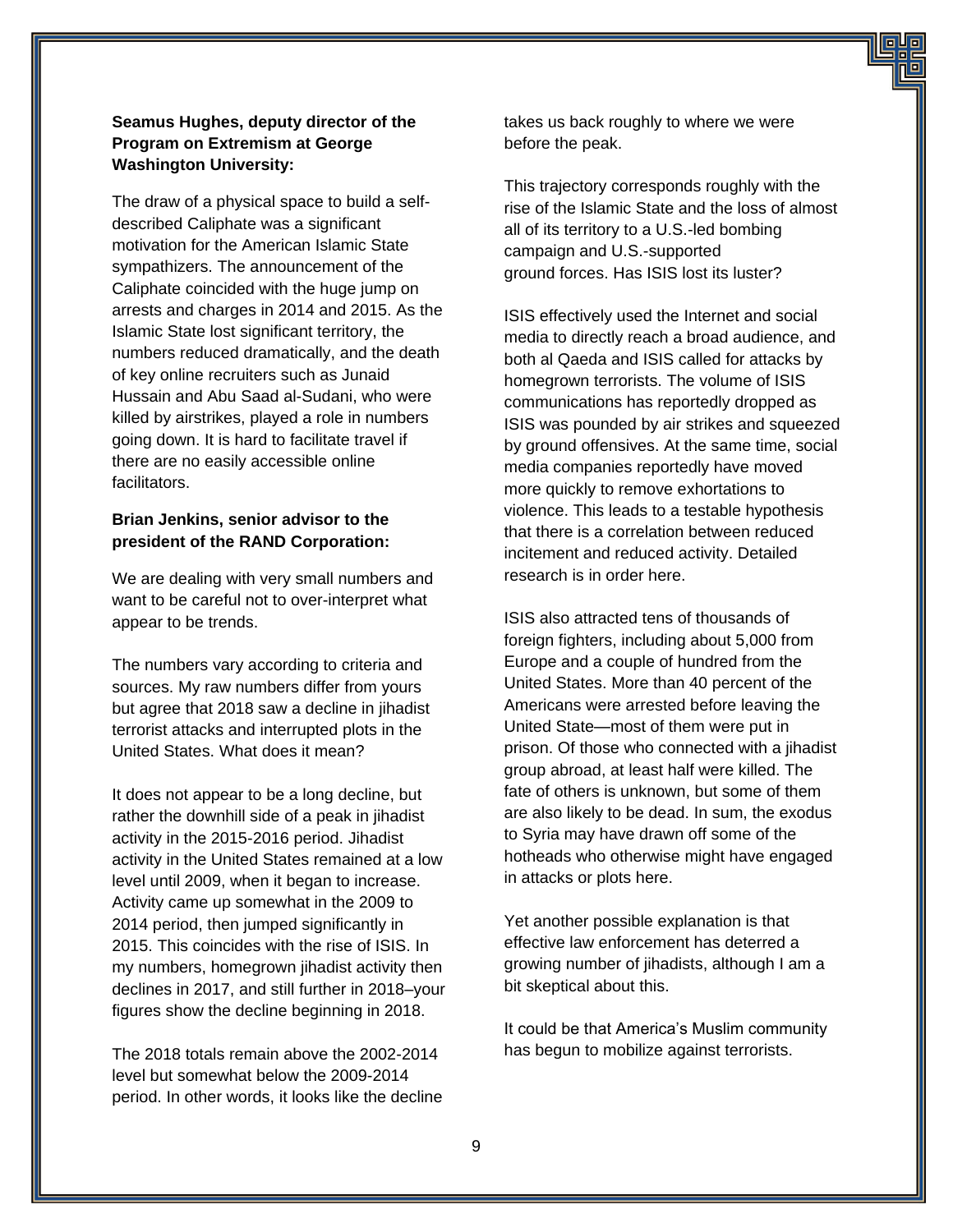**Seamus Hughes, deputy director of the Program on Extremism at George Washington University:**

The draw of a physical space to build a self-described Caliphate was a significant motivation for the American Islamic State sympathizers. The announcement of the Caliphate coincided with the huge jump on arrests and charges in 2014 and 2015. As the Islamic State lost significant territory, the numbers reduced dramatically, and the death of key online recruiters such as Junaid Hussain and Abu Saad al-Sudani, who were killed by airstrikes, played a role in numbers going down. It is hard to facilitate travel if there are no easily accessible online facilitators.

**Brian Jenkins, senior advisor to the president of the RAND Corporation:**

We are dealing with very small numbers and want to be careful not to over-interpret what appear to be trends.

The numbers vary according to criteria and sources. My raw numbers differ from yours but agree that 2018 saw a decline in jihadist terrorist attacks and interrupted plots in the United States. What does it mean?

It does not appear to be a long decline, but rather the downhill side of a peak in jihadist activity in the 2015-2016 period. Jihadist activity in the United States remained at a low level until 2009, when it began to increase. Activity came up somewhat in the 2009 to 2014 period, then jumped significantly in 2015. This coincides with the rise of ISIS. In my numbers, homegrown jihadist activity then declines in 2017, and still further in 2018–your figures show the decline beginning in 2018.

The 2018 totals remain above the 2002-2014 level but somewhat below the 2009-2014 period. In other words, it looks like the decline takes us back roughly to where we were before the peak.

This trajectory corresponds roughly with the rise of the Islamic State and the loss of almost all of its territory to a U.S.-led bombing campaign and U.S.-supported ground forces. Has ISIS lost its luster?

ISIS effectively used the Internet and social media to directly reach a broad audience, and both al Qaeda and ISIS called for attacks by homegrown terrorists. The volume of ISIS communications has reportedly dropped as ISIS was pounded by air strikes and squeezed by ground offensives. At the same time, social media companies reportedly have moved more quickly to remove exhortations to violence. This leads to a testable hypothesis that there is a correlation between reduced incitement and reduced activity. Detailed research is in order here.

ISIS also attracted tens of thousands of foreign fighters, including about 5,000 from Europe and a couple of hundred from the United States. More than 40 percent of the Americans were arrested before leaving the United State—most of them were put in prison. Of those who connected with a jihadist group abroad, at least half were killed. The fate of others is unknown, but some of them are also likely to be dead. In sum, the exodus to Syria may have drawn off some of the hotheads who otherwise might have engaged in attacks or plots here.

Yet another possible explanation is that effective law enforcement has deterred a growing number of jihadists, although I am a bit skeptical about this.

It could be that America's Muslim community has begun to mobilize against terrorists.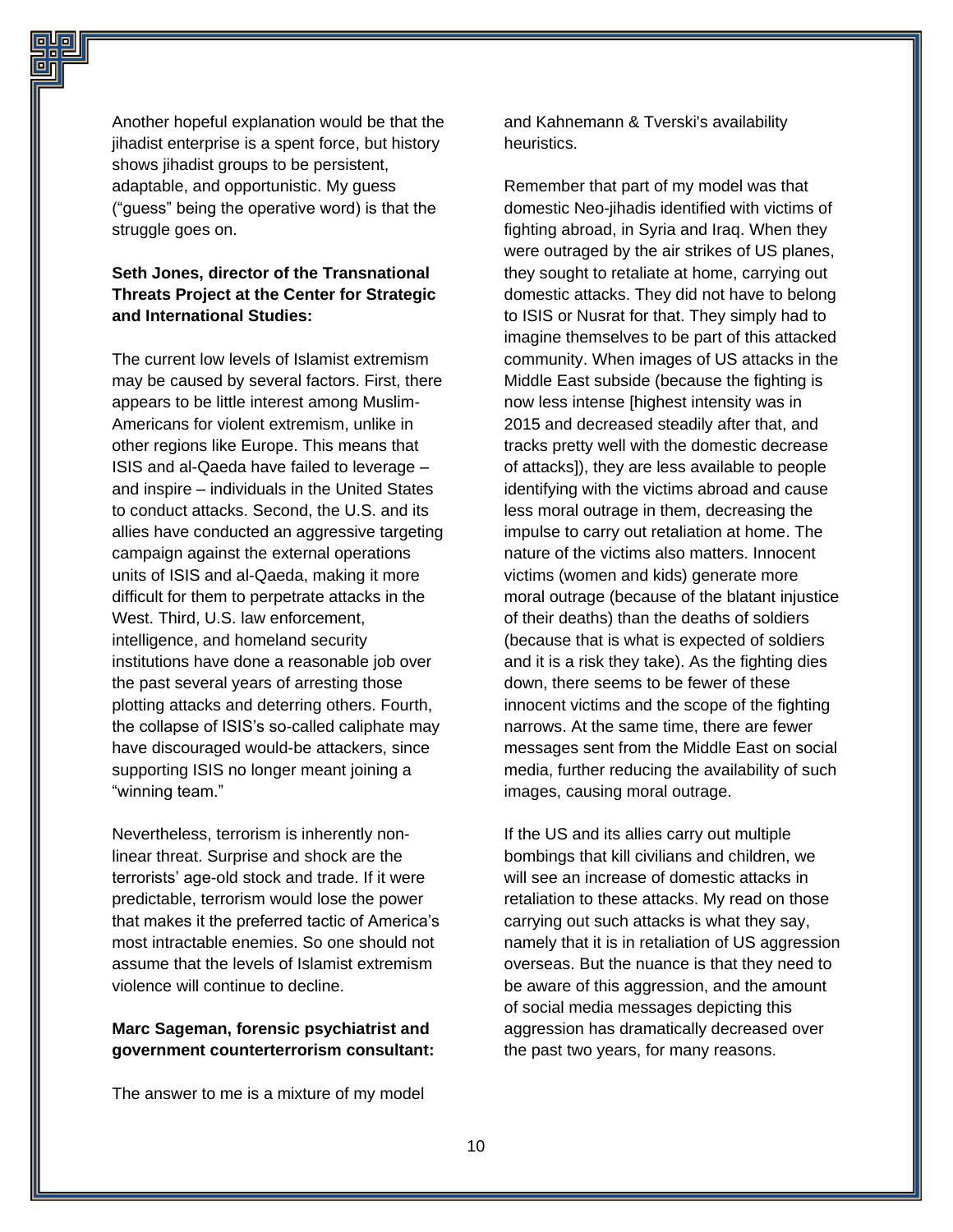Another hopeful explanation would be that the jihadist enterprise is a spent force, but history shows jihadist groups to be persistent, adaptable, and opportunistic. My guess ("guess" being the operative word) is that the struggle goes on.

**Seth Jones, director of the Transnational Threats Project at the Center for Strategic and International Studies:**

The current low levels of Islamist extremism may be caused by several factors. First, there appears to be little interest among Muslim-Americans for violent extremism, unlike in other regions like Europe. This means that ISIS and al-Qaeda have failed to leverage – and inspire – individuals in the United States to conduct attacks. Second, the U.S. and its allies have conducted an aggressive targeting campaign against the external operations units of ISIS and al-Qaeda, making it more difficult for them to perpetrate attacks in the West. Third, U.S. law enforcement, intelligence, and homeland security institutions have done a reasonable job over the past several years of arresting those plotting attacks and deterring others. Fourth, the collapse of ISIS's so-called caliphate may have discouraged would-be attackers, since supporting ISIS no longer meant joining a "winning team."

Nevertheless, terrorism is inherently non-linear threat. Surprise and shock are the terrorists' age-old stock and trade. If it were predictable, terrorism would lose the power that makes it the preferred tactic of America's most intractable enemies. So one should not assume that the levels of Islamist extremism violence will continue to decline.

**Marc Sageman, forensic psychiatrist and government counterterrorism consultant:**

The answer to me is a mixture of my model and Kahnemann & Tverski's availability heuristics.

Remember that part of my model was that domestic Neo-jihadis identified with victims of fighting abroad, in Syria and Iraq. When they were outraged by the air strikes of US planes, they sought to retaliate at home, carrying out domestic attacks. They did not have to belong to ISIS or Nusrat for that. They simply had to imagine themselves to be part of this attacked community. When images of US attacks in the Middle East subside (because the fighting is now less intense [highest intensity was in 2015 and decreased steadily after that, and tracks pretty well with the domestic decrease of attacks]), they are less available to people identifying with the victims abroad and cause less moral outrage in them, decreasing the impulse to carry out retaliation at home. The nature of the victims also matters. Innocent victims (women and kids) generate more moral outrage (because of the blatant injustice of their deaths) than the deaths of soldiers (because that is what is expected of soldiers and it is a risk they take). As the fighting dies down, there seems to be fewer of these innocent victims and the scope of the fighting narrows. At the same time, there are fewer messages sent from the Middle East on social media, further reducing the availability of such images, causing moral outrage.

If the US and its allies carry out multiple bombings that kill civilians and children, we will see an increase of domestic attacks in retaliation to these attacks. My read on those carrying out such attacks is what they say, namely that it is in retaliation of US aggression overseas. But the nuance is that they need to be aware of this aggression, and the amount of social media messages depicting this aggression has dramatically decreased over the past two years, for many reasons.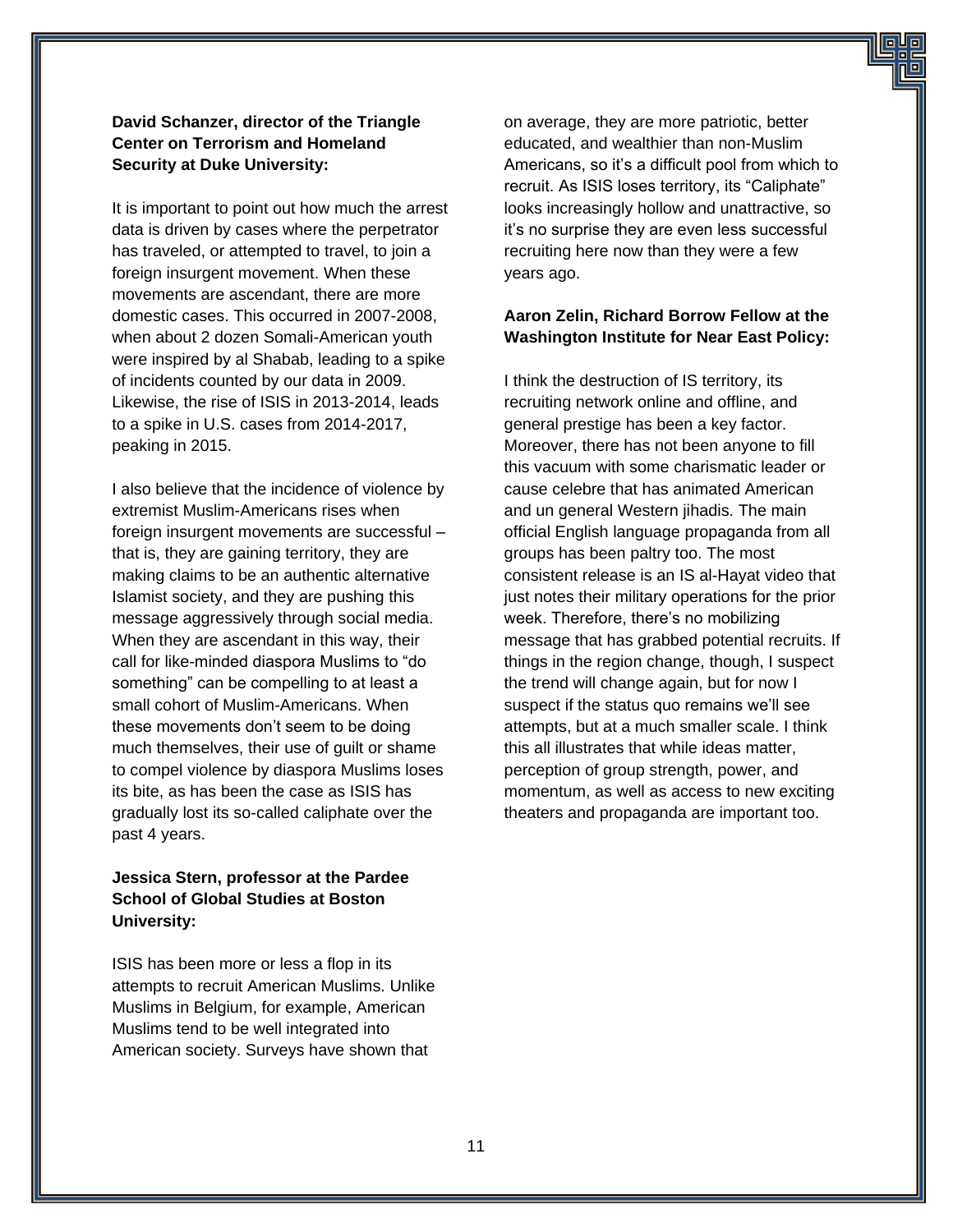**David Schanzer, director of the Triangle Center on Terrorism and Homeland Security at Duke University:**

It is important to point out how much the arrest data is driven by cases where the perpetrator has traveled, or attempted to travel, to join a foreign insurgent movement. When these movements are ascendant, there are more domestic cases. This occurred in 2007-2008, when about 2 dozen Somali-American youth were inspired by al Shabab, leading to a spike of incidents counted by our data in 2009. Likewise, the rise of ISIS in 2013-2014, leads to a spike in U.S. cases from 2014-2017, peaking in 2015.

I also believe that the incidence of violence by extremist Muslim-Americans rises when foreign insurgent movements are successful – that is, they are gaining territory, they are making claims to be an authentic alternative Islamist society, and they are pushing this message aggressively through social media. When they are ascendant in this way, their call for like-minded diaspora Muslims to "do something" can be compelling to at least a small cohort of Muslim-Americans. When these movements don't seem to be doing much themselves, their use of guilt or shame to compel violence by diaspora Muslims loses its bite, as has been the case as ISIS has gradually lost its so-called caliphate over the past 4 years.

**Jessica Stern, professor at the Pardee School of Global Studies at Boston University:**

ISIS has been more or less a flop in its attempts to recruit American Muslims. Unlike Muslims in Belgium, for example, American Muslims tend to be well integrated into American society. Surveys have shown that on average, they are more patriotic, better educated, and wealthier than non-Muslim Americans, so it's a difficult pool from which to recruit. As ISIS loses territory, its "Caliphate" looks increasingly hollow and unattractive, so it's no surprise they are even less successful recruiting here now than they were a few years ago.

**Aaron Zelin, Richard Borrow Fellow at the Washington Institute for Near East Policy:**

I think the destruction of IS territory, its recruiting network online and offline, and general prestige has been a key factor. Moreover, there has not been anyone to fill this vacuum with some charismatic leader or cause celebre that has animated American and un general Western jihadis. The main official English language propaganda from all groups has been paltry too. The most consistent release is an IS al-Hayat video that just notes their military operations for the prior week. Therefore, there's no mobilizing message that has grabbed potential recruits. If things in the region change, though, I suspect the trend will change again, but for now I suspect if the status quo remains we'll see attempts, but at a much smaller scale. I think this all illustrates that while ideas matter, perception of group strength, power, and momentum, as well as access to new exciting theaters and propaganda are important too.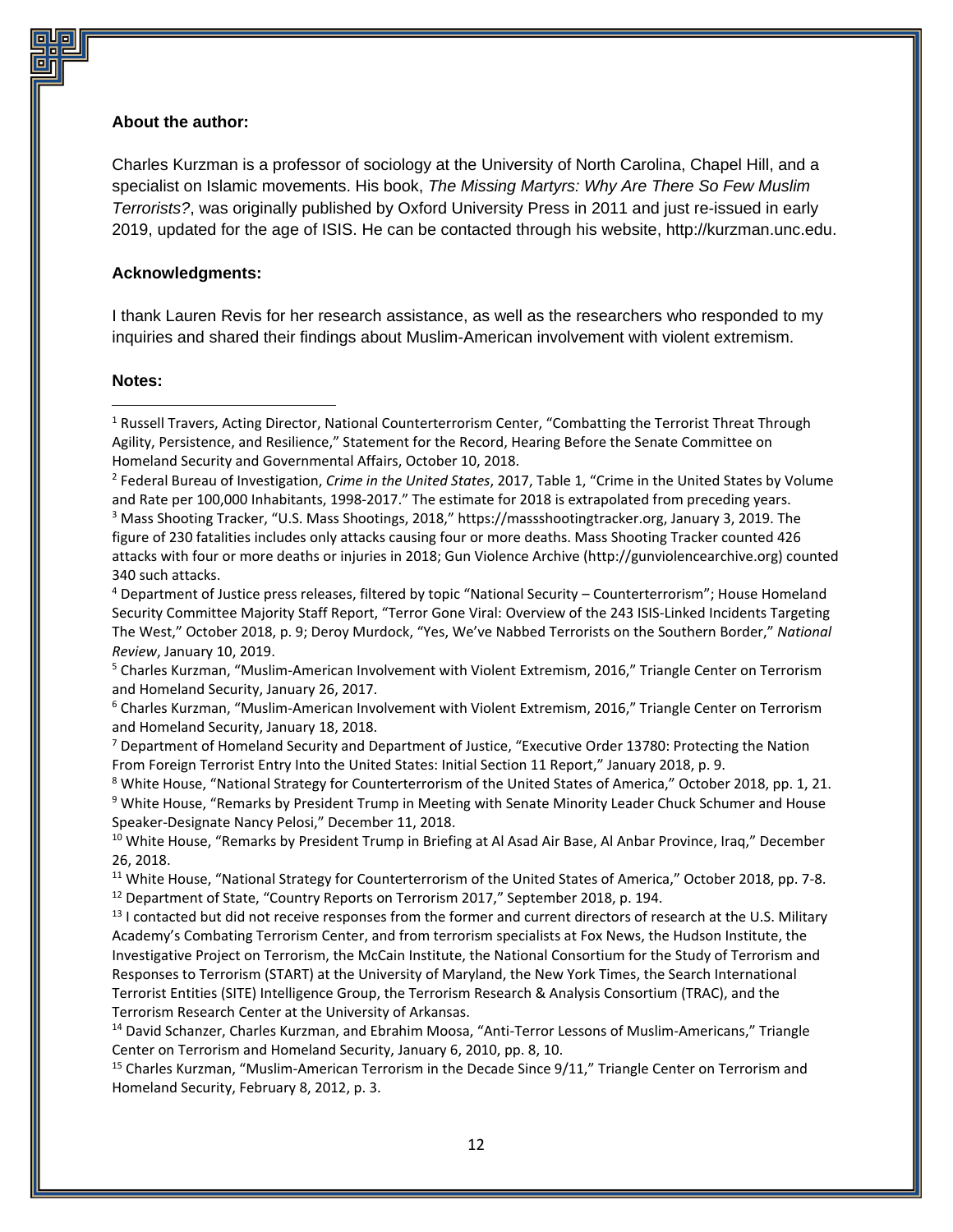**About the author:**

Charles Kurzman is a professor of sociology at the University of North Carolina, Chapel Hill, and a specialist on Islamic movements. His book, *The Missing Martyrs: Why Are There So Few Muslim Terrorists?*, was originally published by Oxford University Press in 2011 and just re-issued in early 2019, updated for the age of ISIS. He can be contacted through his website, http://kurzman.unc.edu.

**Acknowledgments:**

I thank Lauren Revis for her research assistance, as well as the researchers who responded to my inquiries and shared their findings about Muslim-American involvement with violent extremism.

**Notes:**

---

[1] Russell Travers, Acting Director, National Counterterrorism Center, "Combatting the Terrorist Threat Through Agility, Persistence, and Resilience," Statement for the Record, Hearing Before the Senate Committee on Homeland Security and Governmental Affairs, October 10, 2018.

[2] Federal Bureau of Investigation, *Crime in the United States*, 2017, Table 1, "Crime in the United States by Volume and Rate per 100,000 Inhabitants, 1998-2017." The estimate for 2018 is extrapolated from preceding years.

[3] Mass Shooting Tracker, "U.S. Mass Shootings, 2018," https://massshootingtracker.org, January 3, 2019. The figure of 230 fatalities includes only attacks causing four or more deaths. Mass Shooting Tracker counted 426 attacks with four or more deaths or injuries in 2018; Gun Violence Archive (http://gunviolencearchive.org) counted 340 such attacks.

[4] Department of Justice press releases, filtered by topic "National Security – Counterterrorism"; House Homeland Security Committee Majority Staff Report, "Terror Gone Viral: Overview of the 243 ISIS-Linked Incidents Targeting The West," October 2018, p. 9; Deroy Murdock, "Yes, We've Nabbed Terrorists on the Southern Border," *National Review*, January 10, 2019.

[5] Charles Kurzman, "Muslim-American Involvement with Violent Extremism, 2016," Triangle Center on Terrorism and Homeland Security, January 26, 2017.

[6] Charles Kurzman, "Muslim-American Involvement with Violent Extremism, 2016," Triangle Center on Terrorism and Homeland Security, January 18, 2018.

[7] Department of Homeland Security and Department of Justice, "Executive Order 13780: Protecting the Nation From Foreign Terrorist Entry Into the United States: Initial Section 11 Report," January 2018, p. 9.

[8] White House, "National Strategy for Counterterrorism of the United States of America," October 2018, pp. 1, 21.

[9] White House, "Remarks by President Trump in Meeting with Senate Minority Leader Chuck Schumer and House Speaker-Designate Nancy Pelosi," December 11, 2018.

[10] White House, "Remarks by President Trump in Briefing at Al Asad Air Base, Al Anbar Province, Iraq," December 26, 2018.

[11] White House, "National Strategy for Counterterrorism of the United States of America," October 2018, pp. 7-8.

[12] Department of State, "Country Reports on Terrorism 2017," September 2018, p. 194.

[13] I contacted but did not receive responses from the former and current directors of research at the U.S. Military Academy's Combating Terrorism Center, and from terrorism specialists at Fox News, the Hudson Institute, the Investigative Project on Terrorism, the McCain Institute, the National Consortium for the Study of Terrorism and Responses to Terrorism (START) at the University of Maryland, the New York Times, the Search International Terrorist Entities (SITE) Intelligence Group, the Terrorism Research & Analysis Consortium (TRAC), and the Terrorism Research Center at the University of Arkansas.

[14] David Schanzer, Charles Kurzman, and Ebrahim Moosa, "Anti-Terror Lessons of Muslim-Americans," Triangle Center on Terrorism and Homeland Security, January 6, 2010, pp. 8, 10.

[15] Charles Kurzman, "Muslim-American Terrorism in the Decade Since 9/11," Triangle Center on Terrorism and Homeland Security, February 8, 2012, p. 3.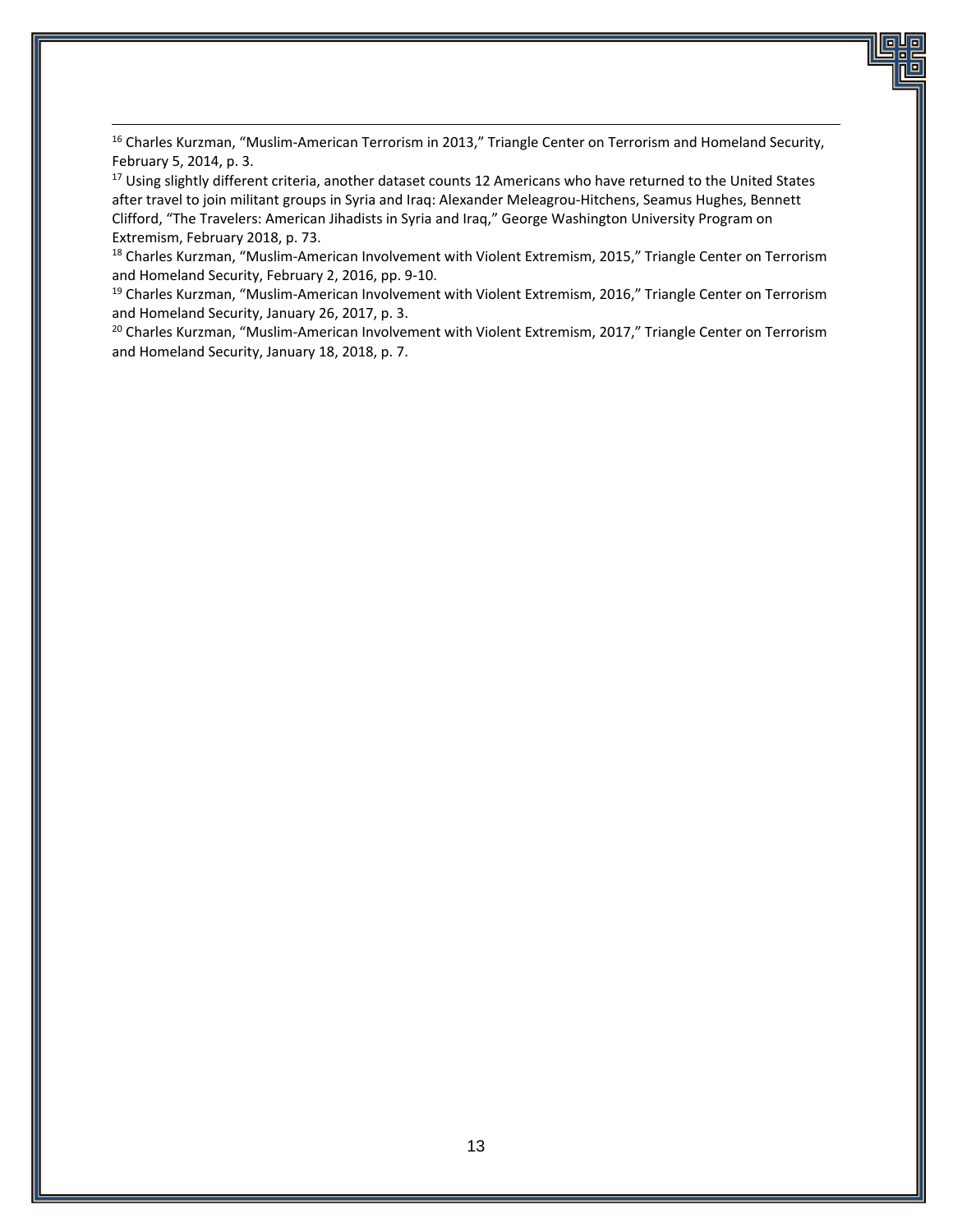[16] Charles Kurzman, "Muslim-American Terrorism in 2013," Triangle Center on Terrorism and Homeland Security, February 5, 2014, p. 3.

[17] Using slightly different criteria, another dataset counts 12 Americans who have returned to the United States after travel to join militant groups in Syria and Iraq: Alexander Meleagrou-Hitchens, Seamus Hughes, Bennett Clifford, "The Travelers: American Jihadists in Syria and Iraq," George Washington University Program on Extremism, February 2018, p. 73.

[18] Charles Kurzman, "Muslim-American Involvement with Violent Extremism, 2015," Triangle Center on Terrorism and Homeland Security, February 2, 2016, pp. 9-10.

[19] Charles Kurzman, "Muslim-American Involvement with Violent Extremism, 2016," Triangle Center on Terrorism and Homeland Security, January 26, 2017, p. 3.

[20] Charles Kurzman, "Muslim-American Involvement with Violent Extremism, 2017," Triangle Center on Terrorism and Homeland Security, January 18, 2018, p. 7.